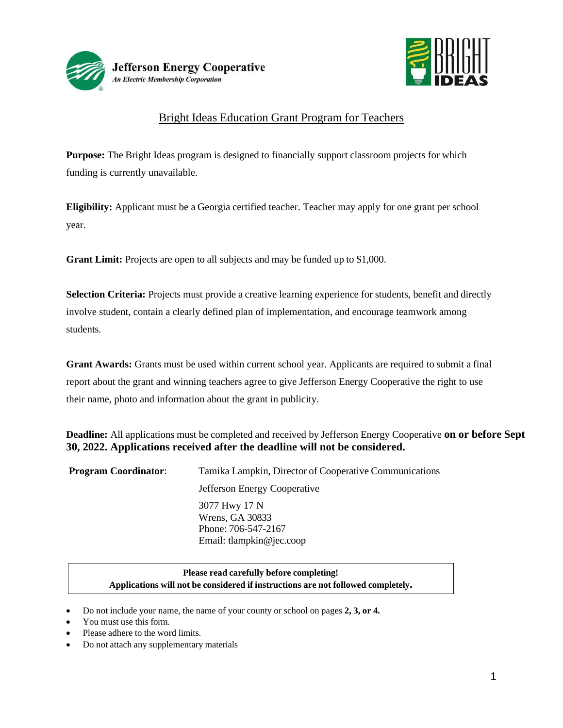**Jefferson Energy Cooperative**
*An Electric Membership Corporation*

BRIGHT IDEAS

# Bright Ideas Education Grant Program for Teachers

**Purpose:** The Bright Ideas program is designed to financially support classroom projects for which funding is currently unavailable.

**Eligibility:** Applicant must be a Georgia certified teacher. Teacher may apply for one grant per school year.

**Grant Limit:** Projects are open to all subjects and may be funded up to $1,000.

**Selection Criteria:** Projects must provide a creative learning experience for students, benefit and directly involve student, contain a clearly defined plan of implementation, and encourage teamwork among students.

**Grant Awards:** Grants must be used within current school year. Applicants are required to submit a final report about the grant and winning teachers agree to give Jefferson Energy Cooperative the right to use their name, photo and information about the grant in publicity.

**Deadline:** All applications must be completed and received by Jefferson Energy Cooperative **on or before Sept 30, 2022. Applications received after the deadline will not be considered.**

**Program Coordinator**: Tamika Lampkin, Director of Cooperative Communications
Jefferson Energy Cooperative
3077 Hwy 17 N
Wrens, GA 30833
Phone: 706-547-2167
Email: tlampkin@jec.coop

**Please read carefully before completing!**
**Applications will not be considered if instructions are not followed completely.**

- Do not include your name, the name of your county or school on pages **2, 3, or 4.**
- You must use this form.
- Please adhere to the word limits.
- Do not attach any supplementary materials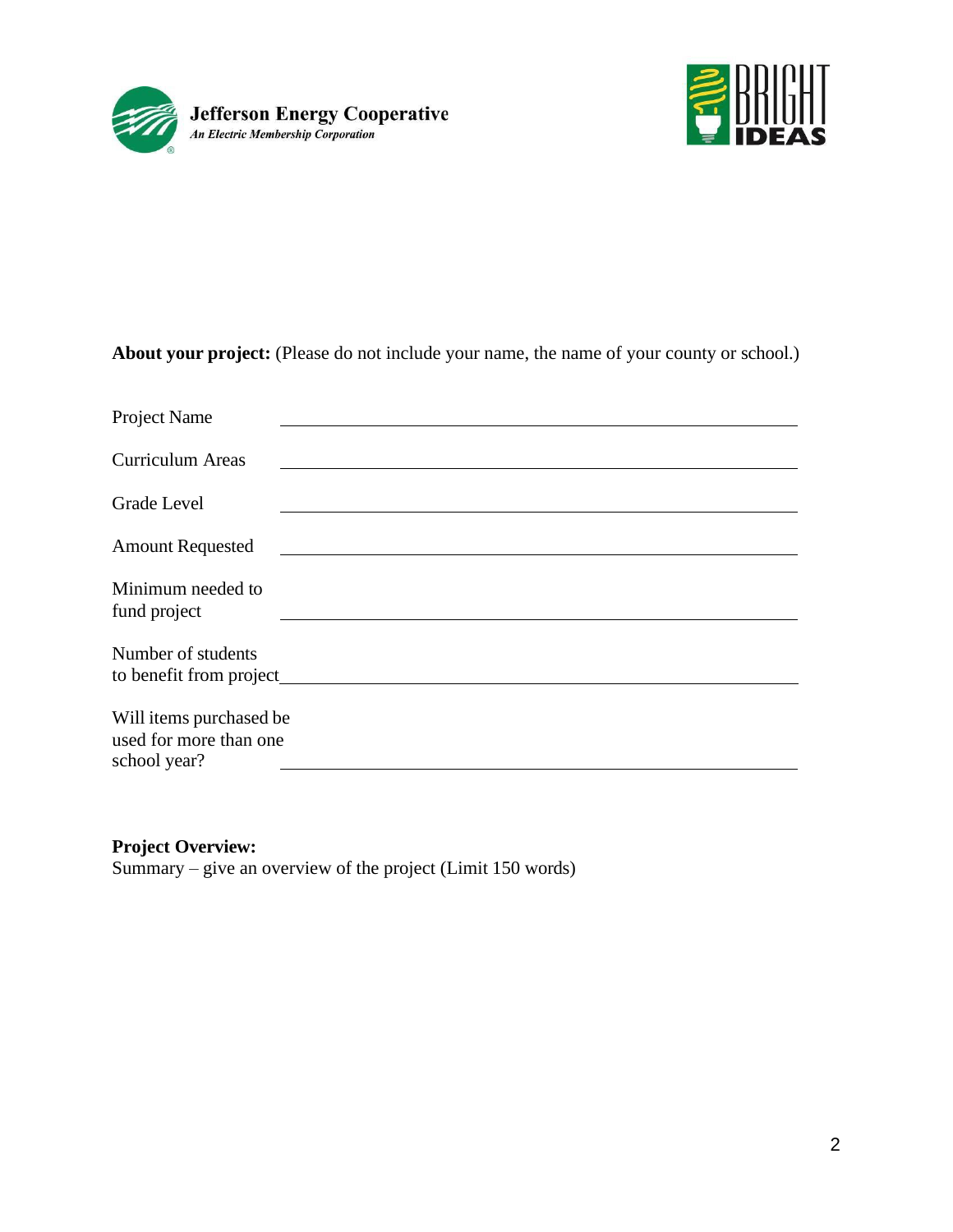**Jefferson Energy Cooperative**
*An Electric Membership Corporation*

BRIGHT IDEAS

**About your project:** (Please do not include your name, the name of your county or school.)

Project Name ____________________

Curriculum Areas ____________________

Grade Level ____________________

Amount Requested ____________________

Minimum needed to fund project ____________________

Number of students to benefit from project ____________________

Will items purchased be used for more than one school year? ____________________

**Project Overview:**

Summary – give an overview of the project (Limit 150 words)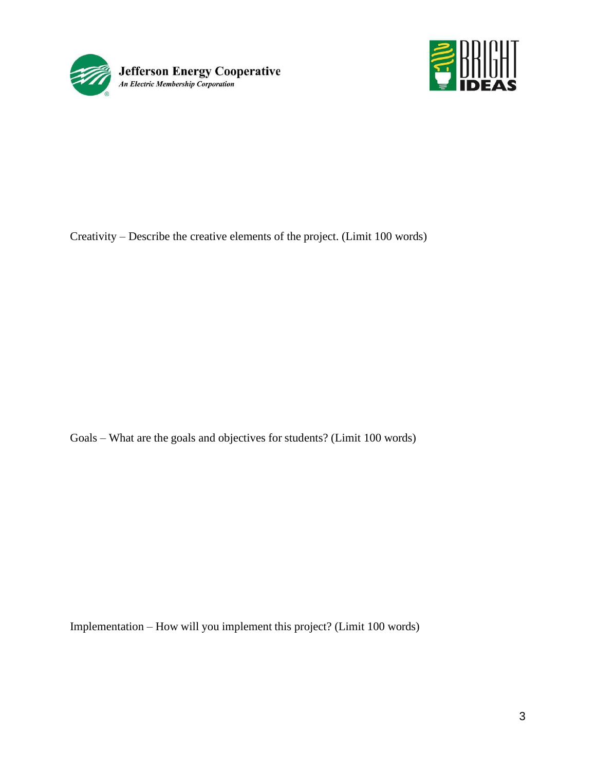**Jefferson Energy Cooperative**
*An Electric Membership Corporation*

BRIGHT IDEAS

Creativity – Describe the creative elements of the project. (Limit 100 words)

Goals – What are the goals and objectives for students? (Limit 100 words)

Implementation – How will you implement this project? (Limit 100 words)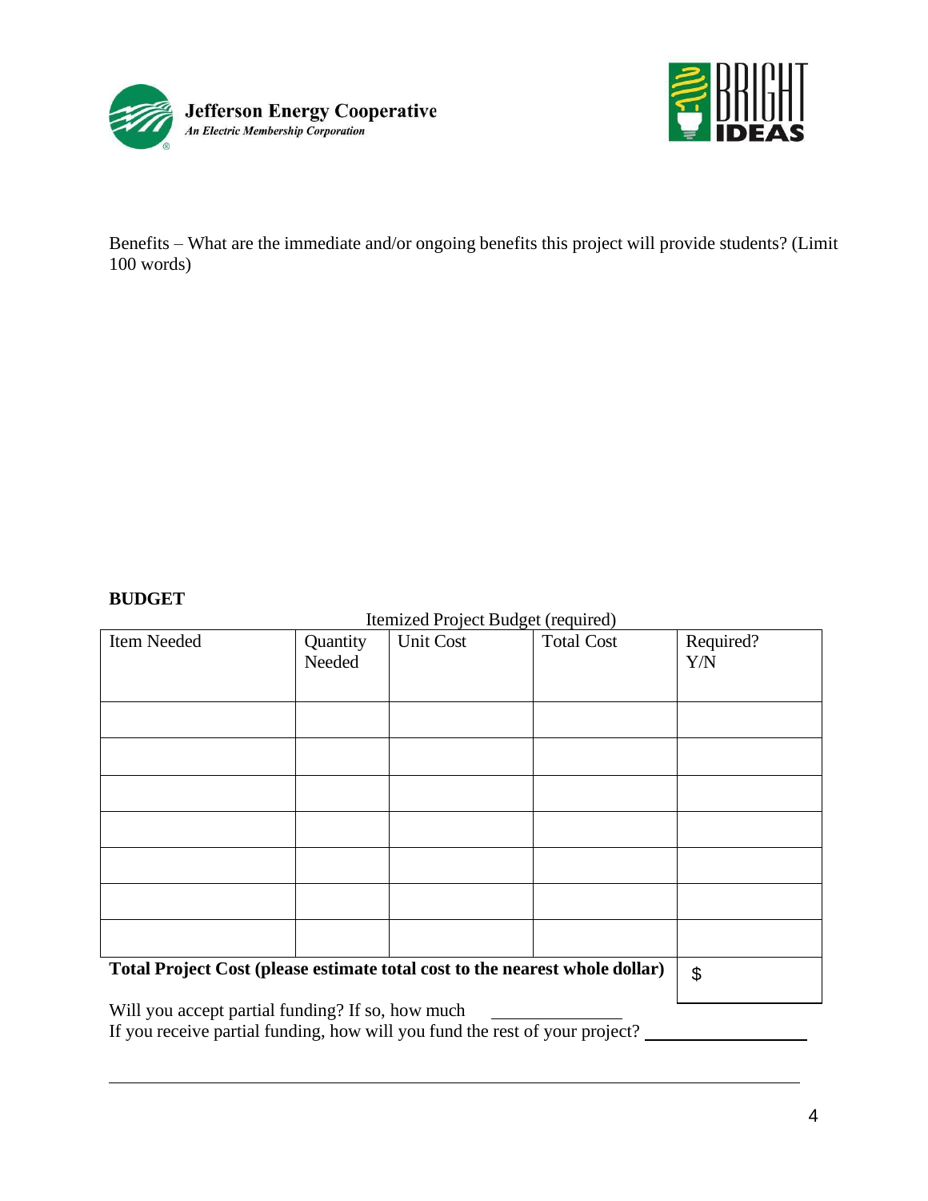Benefits – What are the immediate and/or ongoing benefits this project will provide students? (Limit 100 words)

**BUDGET**

Itemized Project Budget (required)

| Item Needed | Quantity Needed | Unit Cost | Total Cost | Required? Y/N |
|---|---|---|---|---|
| | | | | |
| | | | | |
| | | | | |
| | | | | |
| | | | | |
| | | | | |
| | | | | |
| **Total Project Cost (please estimate total cost to the nearest whole dollar)** | | | | $ |

Will you accept partial funding? If so, how much \_\_\_\_\_\_\_\_\_\_\_\_\_\_

If you receive partial funding, how will you fund the rest of your project? \_\_\_\_\_\_\_\_\_\_\_\_\_\_\_\_\_\_

\_\_\_\_\_\_\_\_\_\_\_\_\_\_\_\_\_\_\_\_\_\_\_\_\_\_\_\_\_\_\_\_\_\_\_\_\_\_\_\_\_\_\_\_\_\_\_\_\_\_\_\_\_\_\_\_\_\_\_\_\_\_\_\_\_\_\_\_\_\_\_\_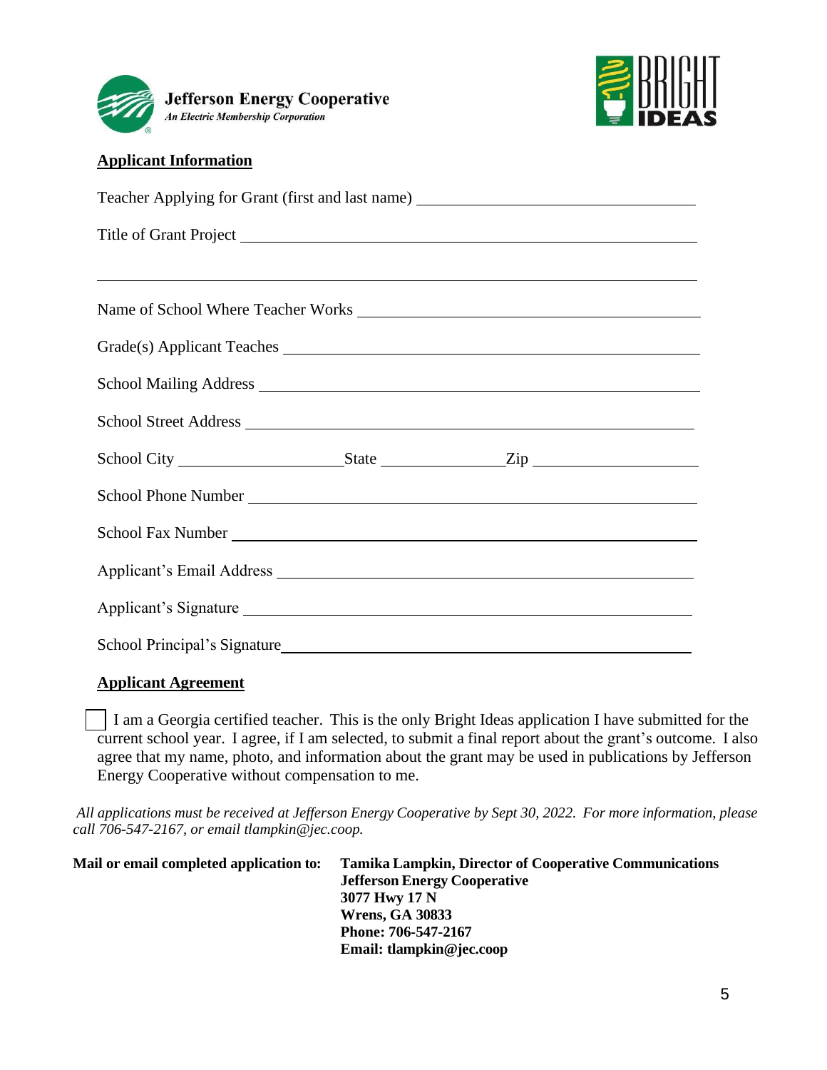**Jefferson Energy Cooperative**
*An Electric Membership Corporation*

BRIGHT IDEAS

## Applicant Information

Teacher Applying for Grant (first and last name) ______________________________

Title of Grant Project ______________________________

______________________________

Name of School Where Teacher Works ______________________________

Grade(s) Applicant Teaches ______________________________

School Mailing Address ______________________________

School Street Address ______________________________

School City ______________ State ______________ Zip ______________

School Phone Number ______________________________

School Fax Number ______________________________

Applicant's Email Address ______________________________

Applicant's Signature ______________________________

School Principal's Signature ______________________________

## Applicant Agreement

☐ I am a Georgia certified teacher. This is the only Bright Ideas application I have submitted for the current school year. I agree, if I am selected, to submit a final report about the grant's outcome. I also agree that my name, photo, and information about the grant may be used in publications by Jefferson Energy Cooperative without compensation to me.

*All applications must be received at Jefferson Energy Cooperative by Sept 30, 2022. For more information, please call 706-547-2167, or email tlampkin@jec.coop.*

**Mail or email completed application to:**

**Tamika Lampkin, Director of Cooperative Communications**
**Jefferson Energy Cooperative**
**3077 Hwy 17 N**
**Wrens, GA 30833**
**Phone: 706-547-2167**
**Email: tlampkin@jec.coop**